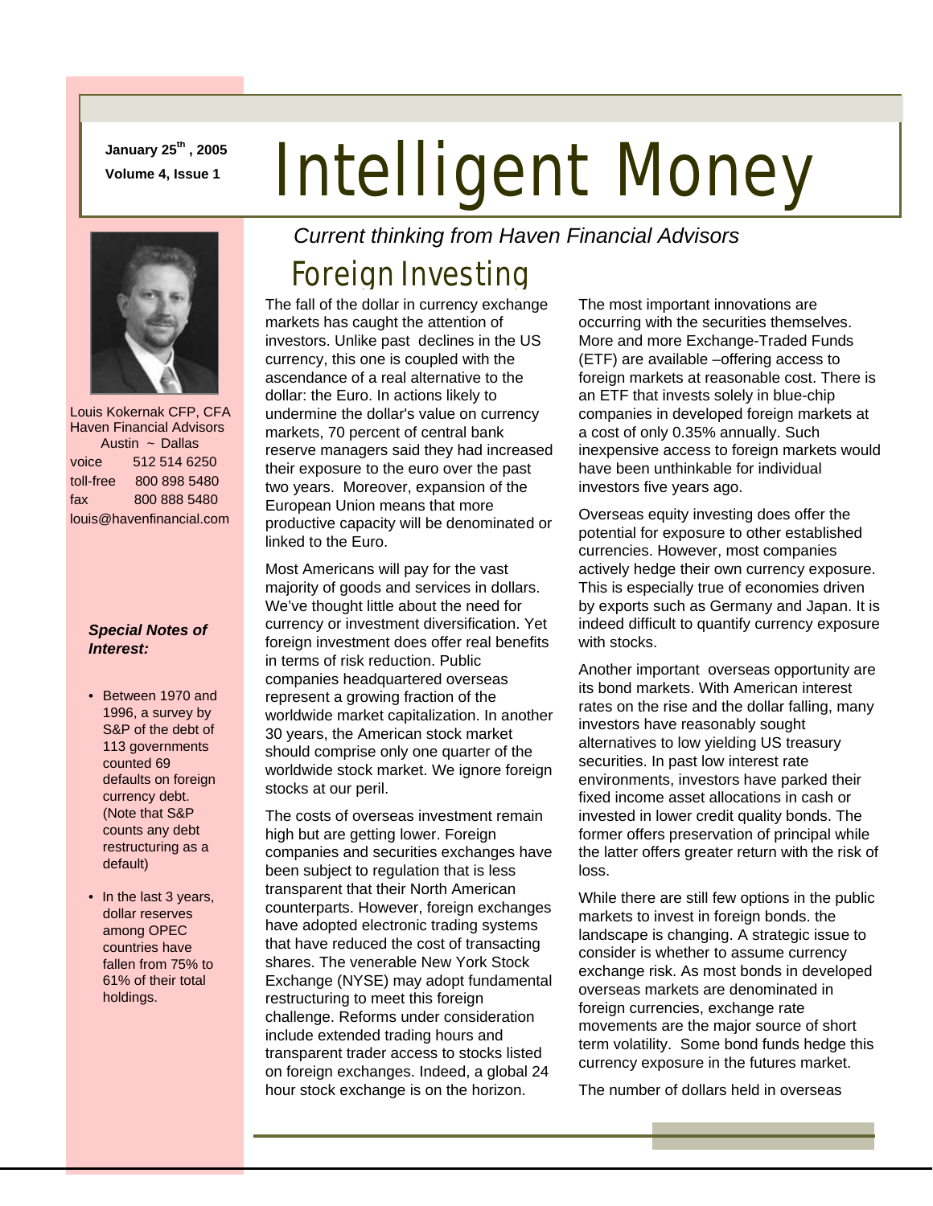January 25th, 2005
Volume 4, Issue 1

# Intelligent Money

*Current thinking from Haven Financial Advisors*

Louis Kokernak CFP, CFA
Haven Financial Advisors
Austin ~ Dallas

voice 512 514 6250
toll-free 800 898 5480
fax 800 888 5480
louis@havenfinancial.com

***Special Notes of Interest:***

- Between 1970 and 1996, a survey by S&P of the debt of 113 governments counted 69 defaults on foreign currency debt. (Note that S&P counts any debt restructuring as a default)
- In the last 3 years, dollar reserves among OPEC countries have fallen from 75% to 61% of their total holdings.

## Foreign Investing

The fall of the dollar in currency exchange markets has caught the attention of investors. Unlike past declines in the US currency, this one is coupled with the ascendance of a real alternative to the dollar: the Euro. In actions likely to undermine the dollar's value on currency markets, 70 percent of central bank reserve managers said they had increased their exposure to the euro over the past two years. Moreover, expansion of the European Union means that more productive capacity will be denominated or linked to the Euro.

Most Americans will pay for the vast majority of goods and services in dollars. We've thought little about the need for currency or investment diversification. Yet foreign investment does offer real benefits in terms of risk reduction. Public companies headquartered overseas represent a growing fraction of the worldwide market capitalization. In another 30 years, the American stock market should comprise only one quarter of the worldwide stock market. We ignore foreign stocks at our peril.

The costs of overseas investment remain high but are getting lower. Foreign companies and securities exchanges have been subject to regulation that is less transparent that their North American counterparts. However, foreign exchanges have adopted electronic trading systems that have reduced the cost of transacting shares. The venerable New York Stock Exchange (NYSE) may adopt fundamental restructuring to meet this foreign challenge. Reforms under consideration include extended trading hours and transparent trader access to stocks listed on foreign exchanges. Indeed, a global 24 hour stock exchange is on the horizon.

The most important innovations are occurring with the securities themselves. More and more Exchange-Traded Funds (ETF) are available –offering access to foreign markets at reasonable cost. There is an ETF that invests solely in blue-chip companies in developed foreign markets at a cost of only 0.35% annually. Such inexpensive access to foreign markets would have been unthinkable for individual investors five years ago.

Overseas equity investing does offer the potential for exposure to other established currencies. However, most companies actively hedge their own currency exposure. This is especially true of economies driven by exports such as Germany and Japan. It is indeed difficult to quantify currency exposure with stocks.

Another important overseas opportunity are its bond markets. With American interest rates on the rise and the dollar falling, many investors have reasonably sought alternatives to low yielding US treasury securities. In past low interest rate environments, investors have parked their fixed income asset allocations in cash or invested in lower credit quality bonds. The former offers preservation of principal while the latter offers greater return with the risk of loss.

While there are still few options in the public markets to invest in foreign bonds. the landscape is changing. A strategic issue to consider is whether to assume currency exchange risk. As most bonds in developed overseas markets are denominated in foreign currencies, exchange rate movements are the major source of short term volatility. Some bond funds hedge this currency exposure in the futures market.

The number of dollars held in overseas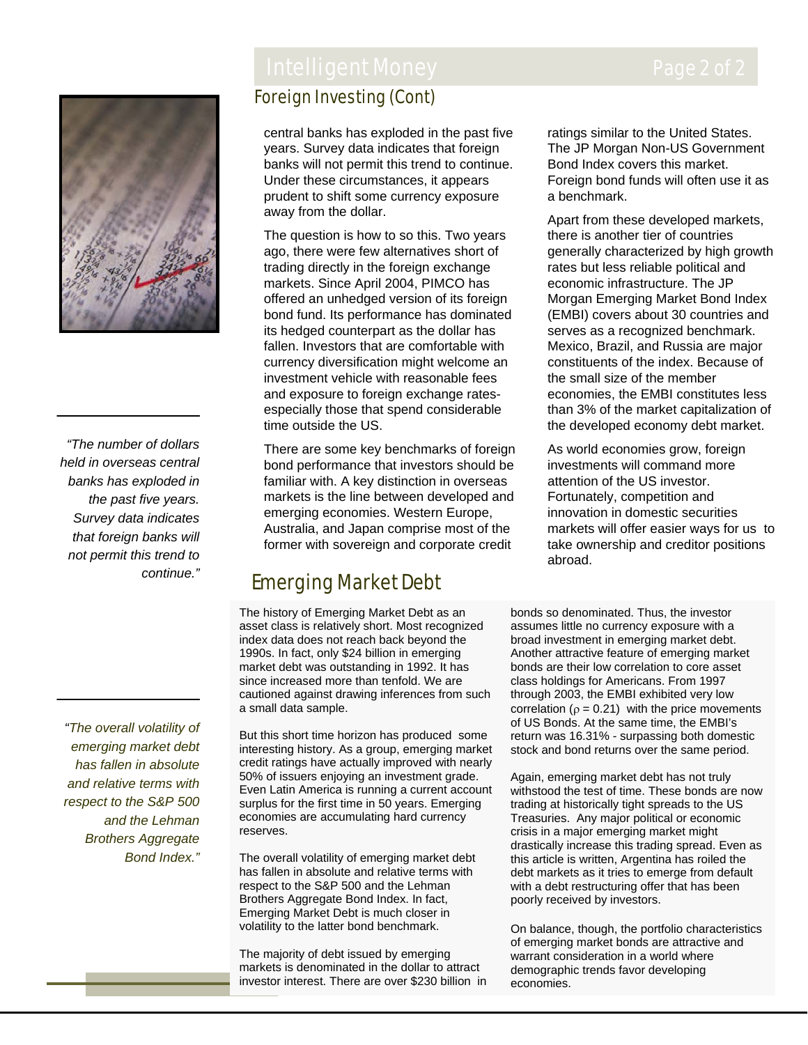## Foreign Investing (Cont)

central banks has exploded in the past five years. Survey data indicates that foreign banks will not permit this trend to continue. Under these circumstances, it appears prudent to shift some currency exposure away from the dollar.

The question is how to so this. Two years ago, there were few alternatives short of trading directly in the foreign exchange markets. Since April 2004, PIMCO has offered an unhedged version of its foreign bond fund. Its performance has dominated its hedged counterpart as the dollar has fallen. Investors that are comfortable with currency diversification might welcome an investment vehicle with reasonable fees and exposure to foreign exchange rates-especially those that spend considerable time outside the US.

There are some key benchmarks of foreign bond performance that investors should be familiar with. A key distinction in overseas markets is the line between developed and emerging economies. Western Europe, Australia, and Japan comprise most of the former with sovereign and corporate credit ratings similar to the United States. The JP Morgan Non-US Government Bond Index covers this market. Foreign bond funds will often use it as a benchmark.

Apart from these developed markets, there is another tier of countries generally characterized by high growth rates but less reliable political and economic infrastructure. The JP Morgan Emerging Market Bond Index (EMBI) covers about 30 countries and serves as a recognized benchmark. Mexico, Brazil, and Russia are major constituents of the index. Because of the small size of the member economies, the EMBI constitutes less than 3% of the market capitalization of the developed economy debt market.

As world economies grow, foreign investments will command more attention of the US investor. Fortunately, competition and innovation in domestic securities markets will offer easier ways for us to take ownership and creditor positions abroad.

*"The number of dollars held in overseas central banks has exploded in the past five years. Survey data indicates that foreign banks will not permit this trend to continue."*

## Emerging Market Debt

The history of Emerging Market Debt as an asset class is relatively short. Most recognized index data does not reach back beyond the 1990s. In fact, only $24 billion in emerging market debt was outstanding in 1992. It has since increased more than tenfold. We are cautioned against drawing inferences from such a small data sample.

But this short time horizon has produced some interesting history. As a group, emerging market credit ratings have actually improved with nearly 50% of issuers enjoying an investment grade. Even Latin America is running a current account surplus for the first time in 50 years. Emerging economies are accumulating hard currency reserves.

The overall volatility of emerging market debt has fallen in absolute and relative terms with respect to the S&P 500 and the Lehman Brothers Aggregate Bond Index. In fact, Emerging Market Debt is much closer in volatility to the latter bond benchmark.

*"The overall volatility of emerging market debt has fallen in absolute and relative terms with respect to the S&P 500 and the Lehman Brothers Aggregate Bond Index."*

The majority of debt issued by emerging markets is denominated in the dollar to attract investor interest. There are over $230 billion in bonds so denominated. Thus, the investor assumes little no currency exposure with a broad investment in emerging market debt. Another attractive feature of emerging market bonds are their low correlation to core asset class holdings for Americans. From 1997 through 2003, the EMBI exhibited very low correlation ($\rho = 0.21$) with the price movements of US Bonds. At the same time, the EMBI's return was 16.31% - surpassing both domestic stock and bond returns over the same period.

Again, emerging market debt has not truly withstood the test of time. These bonds are now trading at historically tight spreads to the US Treasuries. Any major political or economic crisis in a major emerging market might drastically increase this trading spread. Even as this article is written, Argentina has roiled the debt markets as it tries to emerge from default with a debt restructuring offer that has been poorly received by investors.

On balance, though, the portfolio characteristics of emerging market bonds are attractive and warrant consideration in a world where demographic trends favor developing economies.